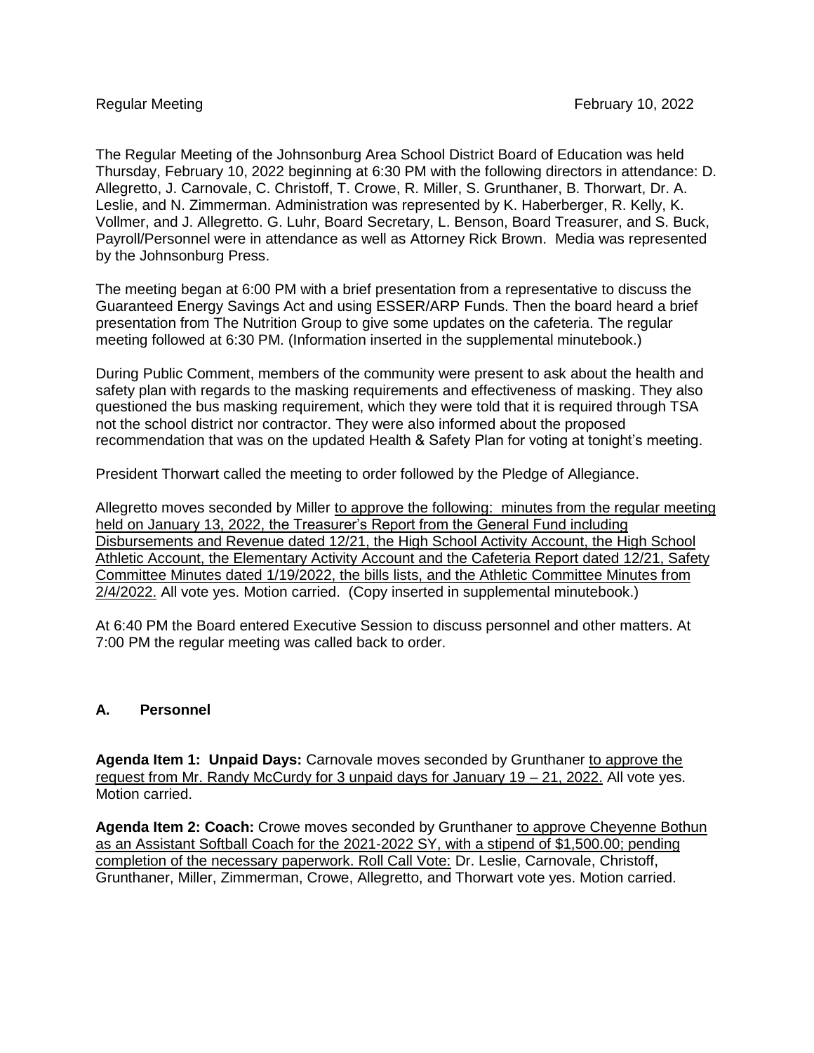Regular Meeting February 10, 2022

The Regular Meeting of the Johnsonburg Area School District Board of Education was held Thursday, February 10, 2022 beginning at 6:30 PM with the following directors in attendance: D. Allegretto, J. Carnovale, C. Christoff, T. Crowe, R. Miller, S. Grunthaner, B. Thorwart, Dr. A. Leslie, and N. Zimmerman. Administration was represented by K. Haberberger, R. Kelly, K. Vollmer, and J. Allegretto. G. Luhr, Board Secretary, L. Benson, Board Treasurer, and S. Buck, Payroll/Personnel were in attendance as well as Attorney Rick Brown. Media was represented by the Johnsonburg Press.

The meeting began at 6:00 PM with a brief presentation from a representative to discuss the Guaranteed Energy Savings Act and using ESSER/ARP Funds. Then the board heard a brief presentation from The Nutrition Group to give some updates on the cafeteria. The regular meeting followed at 6:30 PM. (Information inserted in the supplemental minutebook.)

During Public Comment, members of the community were present to ask about the health and safety plan with regards to the masking requirements and effectiveness of masking. They also questioned the bus masking requirement, which they were told that it is required through TSA not the school district nor contractor. They were also informed about the proposed recommendation that was on the updated Health & Safety Plan for voting at tonight's meeting.

President Thorwart called the meeting to order followed by the Pledge of Allegiance.

Allegretto moves seconded by Miller <u>to approve the following: minutes from the regular meeting held on January 13, 2022, the Treasurer's Report from the General Fund including Disbursements and Revenue dated 12/21, the High School Activity Account, the High School Athletic Account, the Elementary Activity Account and the Cafeteria Report dated 12/21, Safety Committee Minutes dated 1/19/2022, the bills lists, and the Athletic Committee Minutes from 2/4/2022.</u> All vote yes. Motion carried. (Copy inserted in supplemental minutebook.)

At 6:40 PM the Board entered Executive Session to discuss personnel and other matters. At 7:00 PM the regular meeting was called back to order.

## A. Personnel

**Agenda Item 1: Unpaid Days:** Carnovale moves seconded by Grunthaner <u>to approve the request from Mr. Randy McCurdy for 3 unpaid days for January 19 – 21, 2022.</u> All vote yes. Motion carried.

**Agenda Item 2: Coach:** Crowe moves seconded by Grunthaner <u>to approve Cheyenne Bothun as an Assistant Softball Coach for the 2021-2022 SY, with a stipend of $1,500.00; pending completion of the necessary paperwork. Roll Call Vote:</u> Dr. Leslie, Carnovale, Christoff, Grunthaner, Miller, Zimmerman, Crowe, Allegretto, and Thorwart vote yes. Motion carried.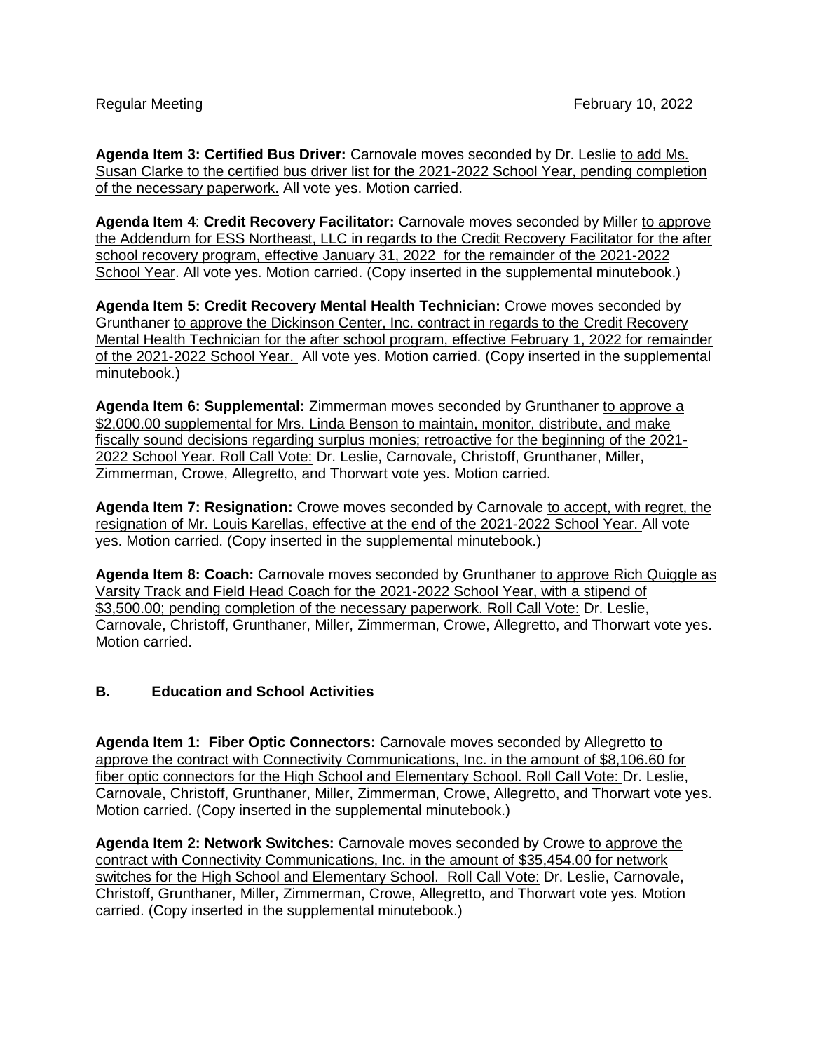**Agenda Item 3: Certified Bus Driver:** Carnovale moves seconded by Dr. Leslie to add Ms. Susan Clarke to the certified bus driver list for the 2021-2022 School Year, pending completion of the necessary paperwork. All vote yes. Motion carried.

**Agenda Item 4**: **Credit Recovery Facilitator:** Carnovale moves seconded by Miller to approve the Addendum for ESS Northeast, LLC in regards to the Credit Recovery Facilitator for the after school recovery program, effective January 31, 2022 for the remainder of the 2021-2022 School Year. All vote yes. Motion carried. (Copy inserted in the supplemental minutebook.)

**Agenda Item 5: Credit Recovery Mental Health Technician:** Crowe moves seconded by Grunthaner to approve the Dickinson Center, Inc. contract in regards to the Credit Recovery Mental Health Technician for the after school program, effective February 1, 2022 for remainder of the 2021-2022 School Year. All vote yes. Motion carried. (Copy inserted in the supplemental minutebook.)

**Agenda Item 6: Supplemental:** Zimmerman moves seconded by Grunthaner to approve a $2,000.00 supplemental for Mrs. Linda Benson to maintain, monitor, distribute, and make fiscally sound decisions regarding surplus monies; retroactive for the beginning of the 2021-2022 School Year. Roll Call Vote: Dr. Leslie, Carnovale, Christoff, Grunthaner, Miller, Zimmerman, Crowe, Allegretto, and Thorwart vote yes. Motion carried.

**Agenda Item 7: Resignation:** Crowe moves seconded by Carnovale to accept, with regret, the resignation of Mr. Louis Karellas, effective at the end of the 2021-2022 School Year. All vote yes. Motion carried. (Copy inserted in the supplemental minutebook.)

**Agenda Item 8: Coach:** Carnovale moves seconded by Grunthaner to approve Rich Quiggle as Varsity Track and Field Head Coach for the 2021-2022 School Year, with a stipend of $3,500.00; pending completion of the necessary paperwork. Roll Call Vote: Dr. Leslie, Carnovale, Christoff, Grunthaner, Miller, Zimmerman, Crowe, Allegretto, and Thorwart vote yes. Motion carried.

## B. Education and School Activities

**Agenda Item 1: Fiber Optic Connectors:** Carnovale moves seconded by Allegretto to approve the contract with Connectivity Communications, Inc. in the amount of $8,106.60 for fiber optic connectors for the High School and Elementary School. Roll Call Vote: Dr. Leslie, Carnovale, Christoff, Grunthaner, Miller, Zimmerman, Crowe, Allegretto, and Thorwart vote yes. Motion carried. (Copy inserted in the supplemental minutebook.)

**Agenda Item 2: Network Switches:** Carnovale moves seconded by Crowe to approve the contract with Connectivity Communications, Inc. in the amount of $35,454.00 for network switches for the High School and Elementary School. Roll Call Vote: Dr. Leslie, Carnovale, Christoff, Grunthaner, Miller, Zimmerman, Crowe, Allegretto, and Thorwart vote yes. Motion carried. (Copy inserted in the supplemental minutebook.)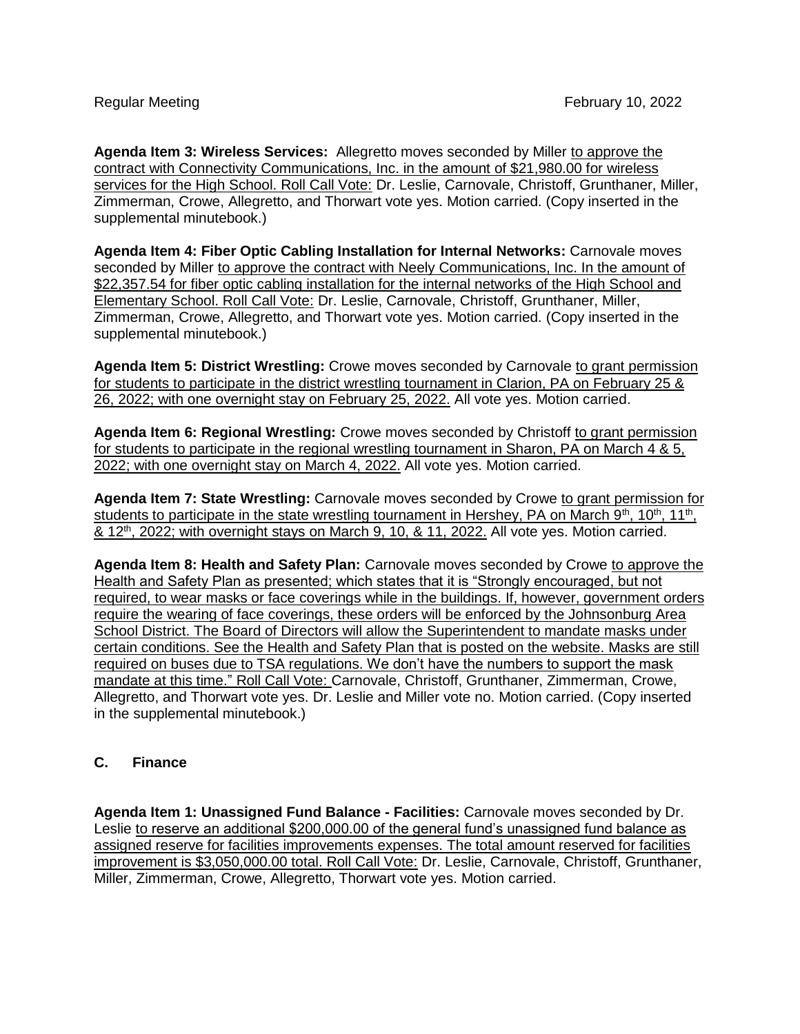**Agenda Item 3: Wireless Services:** Allegretto moves seconded by Miller <u>to approve the contract with Connectivity Communications, Inc. in the amount of $21,980.00 for wireless services for the High School. Roll Call Vote:</u> Dr. Leslie, Carnovale, Christoff, Grunthaner, Miller, Zimmerman, Crowe, Allegretto, and Thorwart vote yes. Motion carried. (Copy inserted in the supplemental minutebook.)

**Agenda Item 4: Fiber Optic Cabling Installation for Internal Networks:** Carnovale moves seconded by Miller <u>to approve the contract with Neely Communications, Inc. In the amount of $22,357.54 for fiber optic cabling installation for the internal networks of the High School and Elementary School. Roll Call Vote:</u> Dr. Leslie, Carnovale, Christoff, Grunthaner, Miller, Zimmerman, Crowe, Allegretto, and Thorwart vote yes. Motion carried. (Copy inserted in the supplemental minutebook.)

**Agenda Item 5: District Wrestling:** Crowe moves seconded by Carnovale <u>to grant permission for students to participate in the district wrestling tournament in Clarion, PA on February 25 & 26, 2022; with one overnight stay on February 25, 2022.</u> All vote yes. Motion carried.

**Agenda Item 6: Regional Wrestling:** Crowe moves seconded by Christoff <u>to grant permission for students to participate in the regional wrestling tournament in Sharon, PA on March 4 & 5, 2022; with one overnight stay on March 4, 2022.</u> All vote yes. Motion carried.

**Agenda Item 7: State Wrestling:** Carnovale moves seconded by Crowe <u>to grant permission for students to participate in the state wrestling tournament in Hershey, PA on March 9th, 10th, 11th, & 12th, 2022; with overnight stays on March 9, 10, & 11, 2022.</u> All vote yes. Motion carried.

**Agenda Item 8: Health and Safety Plan:** Carnovale moves seconded by Crowe <u>to approve the Health and Safety Plan as presented; which states that it is "Strongly encouraged, but not required, to wear masks or face coverings while in the buildings. If, however, government orders require the wearing of face coverings, these orders will be enforced by the Johnsonburg Area School District. The Board of Directors will allow the Superintendent to mandate masks under certain conditions. See the Health and Safety Plan that is posted on the website. Masks are still required on buses due to TSA regulations. We don't have the numbers to support the mask mandate at this time." Roll Call Vote:</u> Carnovale, Christoff, Grunthaner, Zimmerman, Crowe, Allegretto, and Thorwart vote yes. Dr. Leslie and Miller vote no. Motion carried. (Copy inserted in the supplemental minutebook.)

## C. Finance

**Agenda Item 1: Unassigned Fund Balance - Facilities:** Carnovale moves seconded by Dr. Leslie <u>to reserve an additional $200,000.00 of the general fund's unassigned fund balance as assigned reserve for facilities improvements expenses. The total amount reserved for facilities improvement is $3,050,000.00 total. Roll Call Vote:</u> Dr. Leslie, Carnovale, Christoff, Grunthaner, Miller, Zimmerman, Crowe, Allegretto, Thorwart vote yes. Motion carried.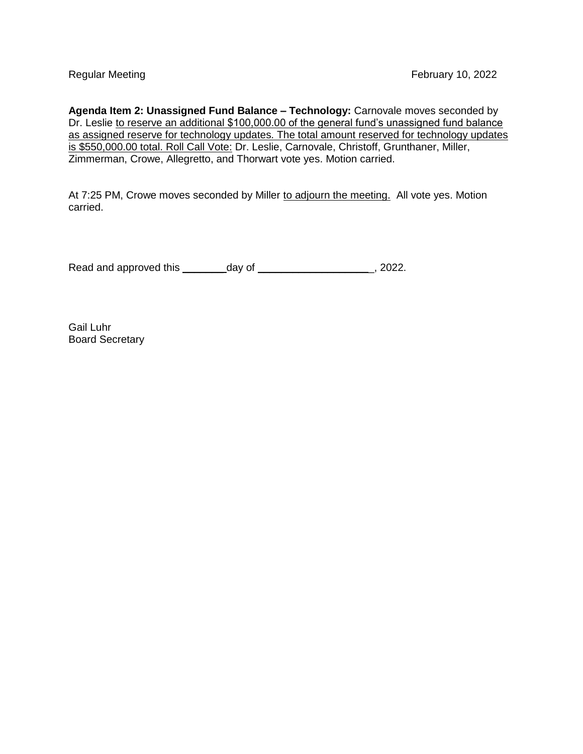Regular Meeting February 10, 2022

**Agenda Item 2: Unassigned Fund Balance – Technology:** Carnovale moves seconded by Dr. Leslie <u>to reserve an additional $100,000.00 of the general fund's unassigned fund balance as assigned reserve for technology updates. The total amount reserved for technology updates is $550,000.00 total. Roll Call Vote:</u> Dr. Leslie, Carnovale, Christoff, Grunthaner, Miller, Zimmerman, Crowe, Allegretto, and Thorwart vote yes. Motion carried.

At 7:25 PM, Crowe moves seconded by Miller <u>to adjourn the meeting.</u> All vote yes. Motion carried.

Read and approved this ________day of ____________________, 2022.

Gail Luhr
Board Secretary